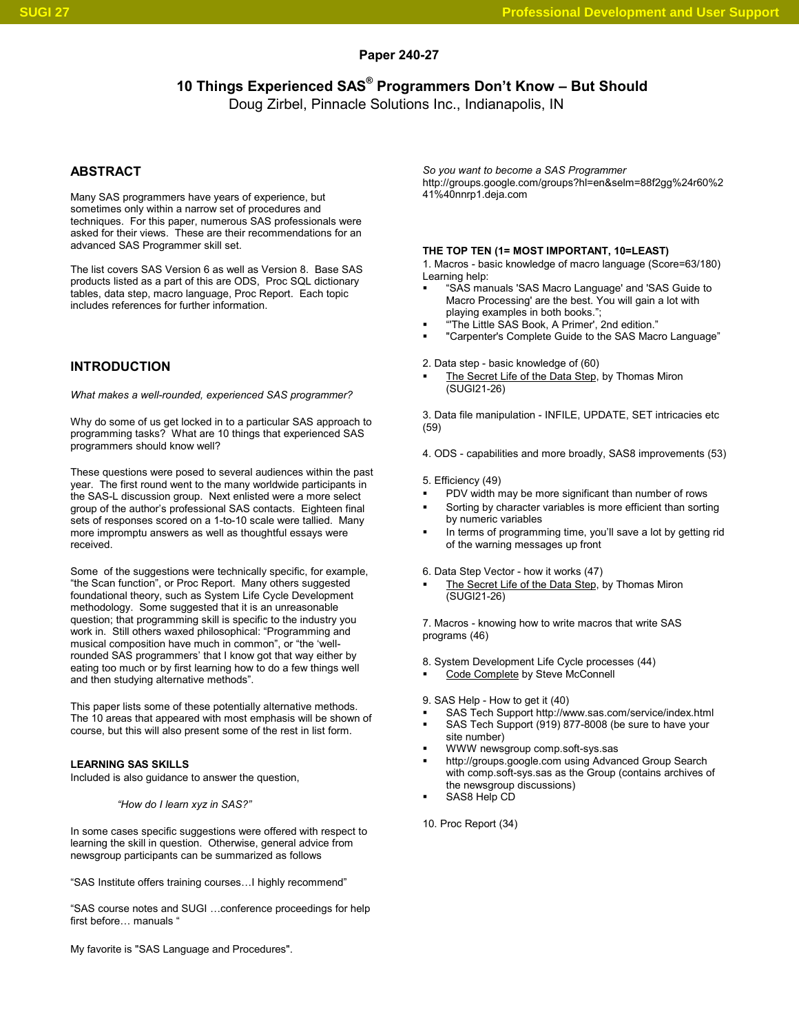Paper 240-27

# 10 Things Experienced SAS® Programmers Don't Know – But Should

Doug Zirbel, Pinnacle Solutions Inc., Indianapolis, IN

## ABSTRACT

Many SAS programmers have years of experience, but sometimes only within a narrow set of procedures and techniques. For this paper, numerous SAS professionals were asked for their views. These are their recommendations for an advanced SAS Programmer skill set.

The list covers SAS Version 6 as well as Version 8. Base SAS products listed as a part of this are ODS, Proc SQL dictionary tables, data step, macro language, Proc Report. Each topic includes references for further information.

## INTRODUCTION

*What makes a well-rounded, experienced SAS programmer?*

Why do some of us get locked in to a particular SAS approach to programming tasks? What are 10 things that experienced SAS programmers should know well?

These questions were posed to several audiences within the past year. The first round went to the many worldwide participants in the SAS-L discussion group. Next enlisted were a more select group of the author's professional SAS contacts. Eighteen final sets of responses scored on a 1-to-10 scale were tallied. Many more impromptu answers as well as thoughtful essays were received.

Some of the suggestions were technically specific, for example, "the Scan function", or Proc Report. Many others suggested foundational theory, such as System Life Cycle Development methodology. Some suggested that it is an unreasonable question; that programming skill is specific to the industry you work in. Still others waxed philosophical: "Programming and musical composition have much in common", or "the 'well-rounded SAS programmers' that I know got that way either by eating too much or by first learning how to do a few things well and then studying alternative methods".

This paper lists some of these potentially alternative methods. The 10 areas that appeared with most emphasis will be shown of course, but this will also present some of the rest in list form.

### LEARNING SAS SKILLS

Included is also guidance to answer the question,

> *"How do I learn xyz in SAS?"*

In some cases specific suggestions were offered with respect to learning the skill in question. Otherwise, general advice from newsgroup participants can be summarized as follows

"SAS Institute offers training courses…I highly recommend"

"SAS course notes and SUGI …conference proceedings for help first before… manuals "

My favorite is "SAS Language and Procedures".

*So you want to become a SAS Programmer*
http://groups.google.com/groups?hl=en&selm=88f2gg%24r60%241%40nnrp1.deja.com

### THE TOP TEN (1= MOST IMPORTANT, 10=LEAST)

1. Macros - basic knowledge of macro language (Score=63/180)
Learning help:
   - "SAS manuals 'SAS Macro Language' and 'SAS Guide to Macro Processing' are the best. You will gain a lot with playing examples in both books.";
   - "'The Little SAS Book, A Primer', 2nd edition."
   - "Carpenter's Complete Guide to the SAS Macro Language"

2. Data step - basic knowledge of (60)
   - The Secret Life of the Data Step, by Thomas Miron (SUGI21-26)

3. Data file manipulation - INFILE, UPDATE, SET intricacies etc (59)

4. ODS - capabilities and more broadly, SAS8 improvements (53)

5. Efficiency (49)
   - PDV width may be more significant than number of rows
   - Sorting by character variables is more efficient than sorting by numeric variables
   - In terms of programming time, you'll save a lot by getting rid of the warning messages up front

6. Data Step Vector - how it works (47)
   - The Secret Life of the Data Step, by Thomas Miron (SUGI21-26)

7. Macros - knowing how to write macros that write SAS programs (46)

8. System Development Life Cycle processes (44)
   - Code Complete by Steve McConnell

9. SAS Help - How to get it (40)
   - SAS Tech Support http://www.sas.com/service/index.html
   - SAS Tech Support (919) 877-8008 (be sure to have your site number)
   - WWW newsgroup comp.soft-sys.sas
   - http://groups.google.com using Advanced Group Search with comp.soft-sys.sas as the Group (contains archives of the newsgroup discussions)
   - SAS8 Help CD

10. Proc Report (34)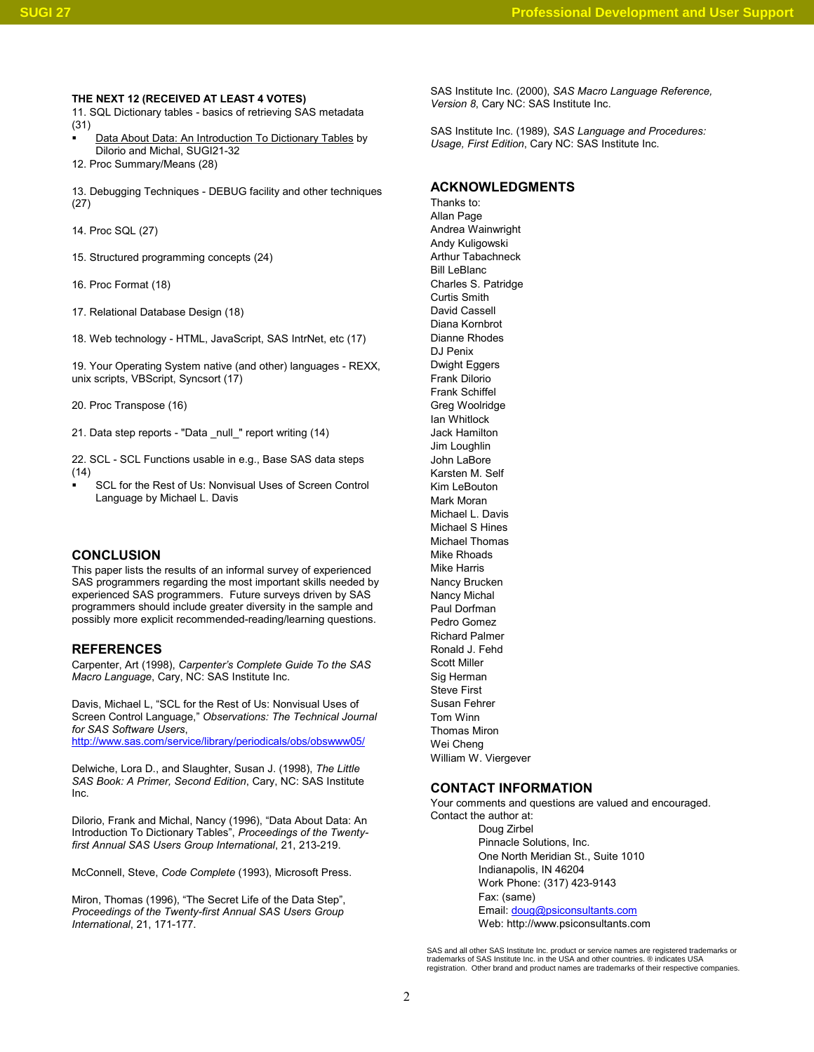**THE NEXT 12 (RECEIVED AT LEAST 4 VOTES)**

11. SQL Dictionary tables - basics of retrieving SAS metadata (31)
    - Data About Data: An Introduction To Dictionary Tables by Dilorio and Michal, SUGI21-32

12. Proc Summary/Means (28)

13. Debugging Techniques - DEBUG facility and other techniques (27)

14. Proc SQL (27)

15. Structured programming concepts (24)

16. Proc Format (18)

17. Relational Database Design (18)

18. Web technology - HTML, JavaScript, SAS IntrNet, etc (17)

19. Your Operating System native (and other) languages - REXX, unix scripts, VBScript, Syncsort (17)

20. Proc Transpose (16)

21. Data step reports - "Data _null_" report writing (14)

22. SCL - SCL Functions usable in e.g., Base SAS data steps (14)
    - SCL for the Rest of Us: Nonvisual Uses of Screen Control Language by Michael L. Davis

## CONCLUSION

This paper lists the results of an informal survey of experienced SAS programmers regarding the most important skills needed by experienced SAS programmers. Future surveys driven by SAS programmers should include greater diversity in the sample and possibly more explicit recommended-reading/learning questions.

## REFERENCES

Carpenter, Art (1998), *Carpenter's Complete Guide To the SAS Macro Language*, Cary, NC: SAS Institute Inc.

Davis, Michael L, "SCL for the Rest of Us: Nonvisual Uses of Screen Control Language," *Observations: The Technical Journal for SAS Software Users*, http://www.sas.com/service/library/periodicals/obs/obswww05/

Delwiche, Lora D., and Slaughter, Susan J. (1998), *The Little SAS Book: A Primer, Second Edition*, Cary, NC: SAS Institute Inc.

Dilorio, Frank and Michal, Nancy (1996), "Data About Data: An Introduction To Dictionary Tables", *Proceedings of the Twenty-first Annual SAS Users Group International*, 21, 213-219.

McConnell, Steve, *Code Complete* (1993), Microsoft Press.

Miron, Thomas (1996), "The Secret Life of the Data Step", *Proceedings of the Twenty-first Annual SAS Users Group International*, 21, 171-177.

SAS Institute Inc. (2000), *SAS Macro Language Reference, Version 8*, Cary NC: SAS Institute Inc.

SAS Institute Inc. (1989), *SAS Language and Procedures: Usage, First Edition*, Cary NC: SAS Institute Inc.

## ACKNOWLEDGMENTS

Thanks to:
Allan Page
Andrea Wainwright
Andy Kuligowski
Arthur Tabachneck
Bill LeBlanc
Charles S. Patridge
Curtis Smith
David Cassell
Diana Kornbrot
Dianne Rhodes
DJ Penix
Dwight Eggers
Frank Dilorio
Frank Schiffel
Greg Woolridge
Ian Whitlock
Jack Hamilton
Jim Loughlin
John LaBore
Karsten M. Self
Kim LeBouton
Mark Moran
Michael L. Davis
Michael S Hines
Michael Thomas
Mike Rhoads
Mike Harris
Nancy Brucken
Nancy Michal
Paul Dorfman
Pedro Gomez
Richard Palmer
Ronald J. Fehd
Scott Miller
Sig Herman
Steve First
Susan Fehrer
Tom Winn
Thomas Miron
Wei Cheng
William W. Viergever

## CONTACT INFORMATION

Your comments and questions are valued and encouraged.
Contact the author at:

Doug Zirbel
Pinnacle Solutions, Inc.
One North Meridian St., Suite 1010
Indianapolis, IN 46204
Work Phone: (317) 423-9143
Fax: (same)
Email: doug@psiconsultants.com
Web: http://www.psiconsultants.com

SAS and all other SAS Institute Inc. product or service names are registered trademarks or trademarks of SAS Institute Inc. in the USA and other countries. ® indicates USA registration. Other brand and product names are trademarks of their respective companies.